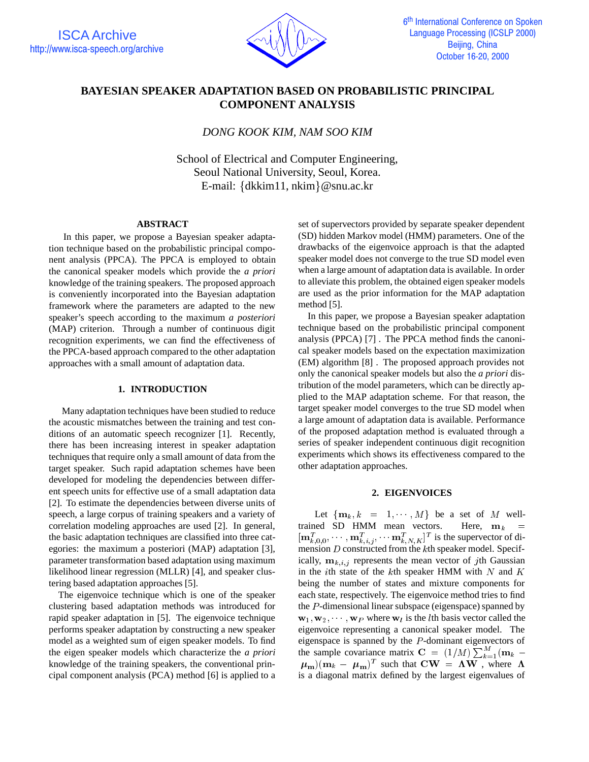# BAYESIAN SPEAKER ADAPTATION BASED ON PROBABILISTIC PRINCIPAL COMPONENT ANALYSIS

*DONG KOOK KIM, NAM SOO KIM*

School of Electrical and Computer Engineering,
Seoul National University, Seoul, Korea.
E-mail: {dkkim11, nkim}@snu.ac.kr

## ABSTRACT

In this paper, we propose a Bayesian speaker adaptation technique based on the probabilistic principal component analysis (PPCA). The PPCA is employed to obtain the canonical speaker models which provide the *a priori* knowledge of the training speakers. The proposed approach is conveniently incorporated into the Bayesian adaptation framework where the parameters are adapted to the new speaker's speech according to the maximum *a posteriori* (MAP) criterion. Through a number of continuous digit recognition experiments, we can find the effectiveness of the PPCA-based approach compared to the other adaptation approaches with a small amount of adaptation data.

## 1. INTRODUCTION

Many adaptation techniques have been studied to reduce the acoustic mismatches between the training and test conditions of an automatic speech recognizer [1]. Recently, there has been increasing interest in speaker adaptation techniques that require only a small amount of data from the target speaker. Such rapid adaptation schemes have been developed for modeling the dependencies between different speech units for effective use of a small adaptation data [2]. To estimate the dependencies between diverse units of speech, a large corpus of training speakers and a variety of correlation modeling approaches are used [2]. In general, the basic adaptation techniques are classified into three categories: the maximum a posteriori (MAP) adaptation [3], parameter transformation based adaptation using maximum likelihood linear regression (MLLR) [4], and speaker clustering based adaptation approaches [5].

The eigenvoice technique which is one of the speaker clustering based adaptation methods was introduced for rapid speaker adaptation in [5]. The eigenvoice technique performs speaker adaptation by constructing a new speaker model as a weighted sum of eigen speaker models. To find the eigen speaker models which characterize the *a priori* knowledge of the training speakers, the conventional principal component analysis (PCA) method [6] is applied to a set of supervectors provided by separate speaker dependent (SD) hidden Markov model (HMM) parameters. One of the drawbacks of the eigenvoice approach is that the adapted speaker model does not converge to the true SD model even when a large amount of adaptation data is available. In order to alleviate this problem, the obtained eigen speaker models are used as the prior information for the MAP adaptation method [5].

In this paper, we propose a Bayesian speaker adaptation technique based on the probabilistic principal component analysis (PPCA) [7] . The PPCA method finds the canonical speaker models based on the expectation maximization (EM) algorithm [8] . The proposed approach provides not only the canonical speaker models but also the *a priori* distribution of the model parameters, which can be directly applied to the MAP adaptation scheme. For that reason, the target speaker model converges to the true SD model when a large amount of adaptation data is available. Performance of the proposed adaptation method is evaluated through a series of speaker independent continuous digit recognition experiments which shows its effectiveness compared to the other adaptation approaches.

## 2. EIGENVOICES

Let $\{\mathbf{m}_k, k = 1, \cdots, M\}$ be a set of $M$ well-trained SD HMM mean vectors. Here, $\mathbf{m}_k = [\mathbf{m}_{k,0,0}^T, \cdots, \mathbf{m}_{k,i,j}^T, \cdots \mathbf{m}_{k,N,K}^T]^T$ is the supervector of dimension $D$ constructed from the $k$th speaker model. Specifically, $\mathbf{m}_{k,i,j}$ represents the mean vector of $j$th Gaussian in the $i$th state of the $k$th speaker HMM with $N$ and $K$ being the number of states and mixture components for each state, respectively. The eigenvoice method tries to find the $P$-dimensional linear subspace (eigenspace) spanned by $\mathbf{w}_1, \mathbf{w}_2, \cdots, \mathbf{w}_P$ where $\mathbf{w}_l$ is the $l$th basis vector called the eigenvoice representing a canonical speaker model. The eigenspace is spanned by the $P$-dominant eigenvectors of the sample covariance matrix $\mathbf{C} = (1/M)\sum_{k=1}^{M}(\mathbf{m}_k - \boldsymbol{\mu}_\mathbf{m})(\mathbf{m}_k - \boldsymbol{\mu}_\mathbf{m})^T$ such that $\mathbf{CW} = \mathbf{\Lambda W}$ , where $\mathbf{\Lambda}$ is a diagonal matrix defined by the largest eigenvalues of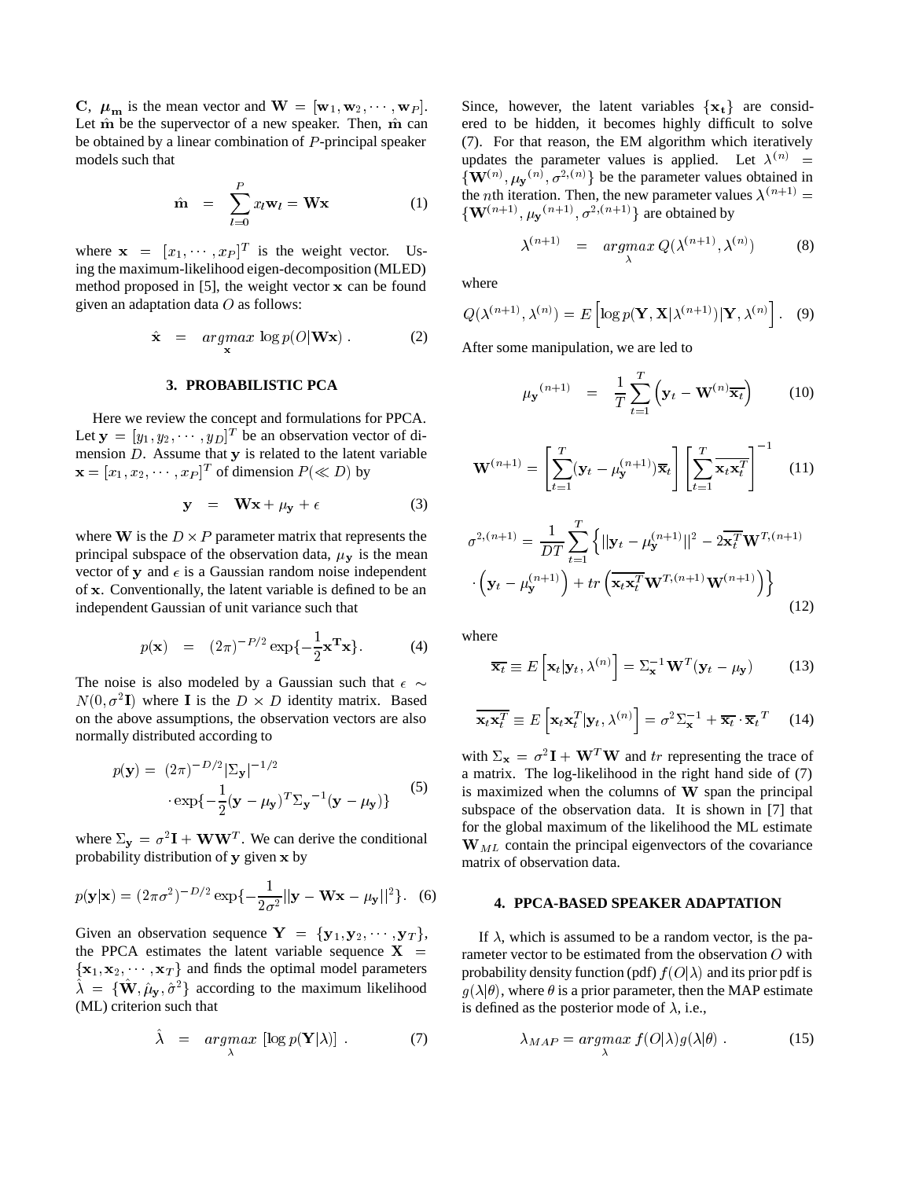$\mathbf{C}$, $\boldsymbol{\mu}_{\mathbf{m}}$ is the mean vector and $\mathbf{W} = [\mathbf{w}_1, \mathbf{w}_2, \cdots, \mathbf{w}_P]$. Let $\hat{\mathbf{m}}$ be the supervector of a new speaker. Then, $\hat{\mathbf{m}}$ can be obtained by a linear combination of $P$-principal speaker models such that

$$\hat{\mathbf{m}} = \sum_{l=0}^{P} x_l \mathbf{w}_l = \mathbf{W}\mathbf{x} \tag{1}$$

where $\mathbf{x} = [x_1, \cdots, x_P]^T$ is the weight vector. Using the maximum-likelihood eigen-decomposition (MLED) method proposed in [5], the weight vector $\mathbf{x}$ can be found given an adaptation data $O$ as follows:

$$\hat{\mathbf{x}} = \underset{\mathbf{x}}{argmax} \log p(O|\mathbf{W}\mathbf{x}) . \tag{2}$$

## 3. PROBABILISTIC PCA

Here we review the concept and formulations for PPCA. Let $\mathbf{y} = [y_1, y_2, \cdots, y_D]^T$ be an observation vector of dimension $D$. Assume that $\mathbf{y}$ is related to the latent variable $\mathbf{x} = [x_1, x_2, \cdots, x_P]^T$ of dimension $P (\ll D)$ by

$$\mathbf{y} = \mathbf{W}\mathbf{x} + \mu_{\mathbf{y}} + \epsilon \tag{3}$$

where $\mathbf{W}$ is the $D \times P$ parameter matrix that represents the principal subspace of the observation data, $\mu_{\mathbf{y}}$ is the mean vector of $\mathbf{y}$ and $\epsilon$ is a Gaussian random noise independent of $\mathbf{x}$. Conventionally, the latent variable is defined to be an independent Gaussian of unit variance such that

$$p(\mathbf{x}) = (2\pi)^{-P/2} \exp\{-\frac{1}{2}\mathbf{x}^{\mathbf{T}}\mathbf{x}\}. \tag{4}$$

The noise is also modeled by a Gaussian such that $\epsilon \sim N(0, \sigma^2 \mathbf{I})$ where $\mathbf{I}$ is the $D \times D$ identity matrix. Based on the above assumptions, the observation vectors are also normally distributed according to

$$p(\mathbf{y}) = (2\pi)^{-D/2} |\Sigma_{\mathbf{y}}|^{-1/2} \cdot \exp\{-\frac{1}{2}(\mathbf{y} - \mu_{\mathbf{y}})^T {\Sigma_{\mathbf{y}}}^{-1} (\mathbf{y} - \mu_{\mathbf{y}})\} \tag{5}$$

where $\Sigma_{\mathbf{y}} = \sigma^2 \mathbf{I} + \mathbf{W}\mathbf{W}^T$. We can derive the conditional probability distribution of $\mathbf{y}$ given $\mathbf{x}$ by

$$p(\mathbf{y}|\mathbf{x}) = (2\pi\sigma^2)^{-D/2} \exp\{-\frac{1}{2\sigma^2}||\mathbf{y} - \mathbf{W}\mathbf{x} - \mu_{\mathbf{y}}||^2\}. \tag{6}$$

Given an observation sequence $\mathbf{Y} = \{\mathbf{y}_1, \mathbf{y}_2, \cdots, \mathbf{y}_T\}$, the PPCA estimates the latent variable sequence $\mathbf{X} = \{\mathbf{x}_1, \mathbf{x}_2, \cdots, \mathbf{x}_T\}$ and finds the optimal model parameters $\hat{\lambda} = \{\hat{\mathbf{W}}, \hat{\mu}_{\mathbf{y}}, \hat{\sigma}^2\}$ according to the maximum likelihood (ML) criterion such that

$$\hat{\lambda} = \underset{\lambda}{argmax} [\log p(\mathbf{Y}|\lambda)] . \tag{7}$$

Since, however, the latent variables $\{\mathbf{x_t}\}$ are considered to be hidden, it becomes highly difficult to solve (7). For that reason, the EM algorithm which iteratively updates the parameter values is applied. Let $\lambda^{(n)} = \{\mathbf{W}^{(n)}, {\mu_{\mathbf{y}}}^{(n)}, \sigma^{2,(n)}\}$ be the parameter values obtained in the $n$th iteration. Then, the new parameter values $\lambda^{(n+1)} = \{\mathbf{W}^{(n+1)}, {\mu_{\mathbf{y}}}^{(n+1)}, \sigma^{2,(n+1)}\}$ are obtained by

$$\lambda^{(n+1)} = \underset{\lambda}{argmax}\, Q(\lambda^{(n+1)}, \lambda^{(n)}) \tag{8}$$

where

$$Q(\lambda^{(n+1)}, \lambda^{(n)}) = E\left[\log p(\mathbf{Y}, \mathbf{X}|\lambda^{(n+1)})|\mathbf{Y}, \lambda^{(n)}\right]. \tag{9}$$

After some manipulation, we are led to

$${\mu_{\mathbf{y}}}^{(n+1)} = \frac{1}{T}\sum_{t=1}^{T}\left(\mathbf{y}_t - \mathbf{W}^{(n)}\overline{\mathbf{x}_t}\right) \tag{10}$$

$$\mathbf{W}^{(n+1)} = \left[\sum_{t=1}^{T}(\mathbf{y}_t - \mu_{\mathbf{y}}^{(n+1)})\overline{\mathbf{x}}_t\right]\left[\sum_{t=1}^{T}\overline{\mathbf{x}_t\mathbf{x}_t^T}\right]^{-1} \tag{11}$$

$$\sigma^{2,(n+1)} = \frac{1}{DT}\sum_{t=1}^{T}\Big\{||\mathbf{y}_t - \mu_{\mathbf{y}}^{(n+1)}||^2 - 2\overline{\mathbf{x}_t^T}\mathbf{W}^{T,(n+1)} \cdot \left(\mathbf{y}_t - \mu_{\mathbf{y}}^{(n+1)}\right) + tr\left(\overline{\mathbf{x}_t\mathbf{x}_t^T}\mathbf{W}^{T,(n+1)}\mathbf{W}^{(n+1)}\right)\Big\} \tag{12}$$

where

$$\overline{\mathbf{x}_t} \equiv E\left[\mathbf{x}_t|\mathbf{y}_t, \lambda^{(n)}\right] = \Sigma_{\mathbf{x}}^{-1}\mathbf{W}^T(\mathbf{y}_t - \mu_{\mathbf{y}}) \tag{13}$$

$$\overline{\mathbf{x}_t\mathbf{x}_t^T} \equiv E\left[\mathbf{x}_t\mathbf{x}_t^T|\mathbf{y}_t, \lambda^{(n)}\right] = \sigma^2\Sigma_{\mathbf{x}}^{-1} + \overline{\mathbf{x}_t} \cdot \overline{\mathbf{x}}_t{}^T \tag{14}$$

with $\Sigma_{\mathbf{x}} = \sigma^2\mathbf{I} + \mathbf{W}^T\mathbf{W}$ and $tr$ representing the trace of a matrix. The log-likelihood in the right hand side of (7) is maximized when the columns of $\mathbf{W}$ span the principal subspace of the observation data. It is shown in [7] that for the global maximum of the likelihood the ML estimate $\mathbf{W}_{ML}$ contain the principal eigenvectors of the covariance matrix of observation data.

## 4. PPCA-BASED SPEAKER ADAPTATION

If $\lambda$, which is assumed to be a random vector, is the parameter vector to be estimated from the observation $O$ with probability density function (pdf) $f(O|\lambda)$ and its prior pdf is $g(\lambda|\theta)$, where $\theta$ is a prior parameter, then the MAP estimate is defined as the posterior mode of $\lambda$, i.e.,

$$\lambda_{MAP} = \underset{\lambda}{argmax}\, f(O|\lambda)g(\lambda|\theta) . \tag{15}$$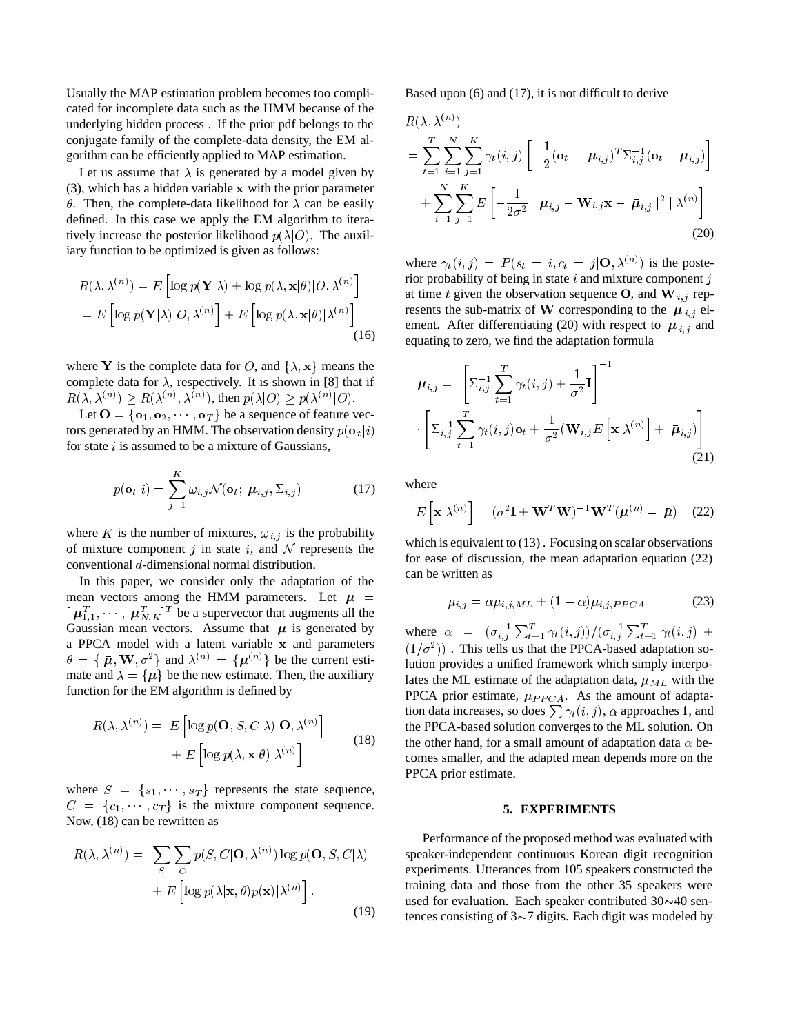Usually the MAP estimation problem becomes too complicated for incomplete data such as the HMM because of the underlying hidden process . If the prior pdf belongs to the conjugate family of the complete-data density, the EM algorithm can be efficiently applied to MAP estimation.

Let us assume that $\lambda$ is generated by a model given by (3), which has a hidden variable $\mathbf{x}$ with the prior parameter $\theta$. Then, the complete-data likelihood for $\lambda$ can be easily defined. In this case we apply the EM algorithm to iteratively increase the posterior likelihood $p(\lambda|O)$. The auxiliary function to be optimized is given as follows:

$$
\begin{aligned}
R(\lambda, \lambda^{(n)}) &= E\left[\log p(\mathbf{Y}|\lambda) + \log p(\lambda, \mathbf{x}|\theta) | O, \lambda^{(n)}\right] \\
&= E\left[\log p(\mathbf{Y}|\lambda) | O, \lambda^{(n)}\right] + E\left[\log p(\lambda, \mathbf{x}|\theta) | \lambda^{(n)}\right]
\end{aligned} \tag{16}
$$

where $\mathbf{Y}$ is the complete data for $O$, and $\{\lambda, \mathbf{x}\}$ means the complete data for $\lambda$, respectively. It is shown in [8] that if $R(\lambda, \lambda^{(n)}) \geq R(\lambda^{(n)}, \lambda^{(n)})$, then $p(\lambda|O) \geq p(\lambda^{(n)}|O)$.

Let $\mathbf{O} = \{\mathbf{o}_1, \mathbf{o}_2, \cdots, \mathbf{o}_T\}$ be a sequence of feature vectors generated by an HMM. The observation density $p(\mathbf{o}_t|i)$ for state $i$ is assumed to be a mixture of Gaussians,

$$
p(\mathbf{o}_t|i) = \sum_{j=1}^{K} \omega_{i,j} \mathcal{N}(\mathbf{o}_t; \boldsymbol{\mu}_{i,j}, \Sigma_{i,j}) \tag{17}
$$

where $K$ is the number of mixtures, $\omega_{i,j}$ is the probability of mixture component $j$ in state $i$, and $\mathcal{N}$ represents the conventional $d$-dimensional normal distribution.

In this paper, we consider only the adaptation of the mean vectors among the HMM parameters. Let $\boldsymbol{\mu} = [\boldsymbol{\mu}_{1,1}^T, \cdots, \boldsymbol{\mu}_{N,K}^T]^T$ be a supervector that augments all the Gaussian mean vectors. Assume that $\boldsymbol{\mu}$ is generated by a PPCA model with a latent variable $\mathbf{x}$ and parameters $\theta = \{\bar{\boldsymbol{\mu}}, \mathbf{W}, \sigma^2\}$ and $\lambda^{(n)} = \{\boldsymbol{\mu}^{(n)}\}$ be the current estimate and $\lambda = \{\boldsymbol{\mu}\}$ be the new estimate. Then, the auxiliary function for the EM algorithm is defined by

$$
\begin{aligned}
R(\lambda, \lambda^{(n)}) = \; & E\left[\log p(\mathbf{O}, S, C|\lambda) | \mathbf{O}, \lambda^{(n)}\right] \\
& + E\left[\log p(\lambda, \mathbf{x}|\theta) | \lambda^{(n)}\right]
\end{aligned} \tag{18}
$$

where $S = \{s_1, \cdots, s_T\}$ represents the state sequence, $C = \{c_1, \cdots, c_T\}$ is the mixture component sequence. Now, (18) can be rewritten as

$$
\begin{aligned}
R(\lambda, \lambda^{(n)}) = \; & \sum_{S} \sum_{C} p(S, C|\mathbf{O}, \lambda^{(n)}) \log p(\mathbf{O}, S, C|\lambda) \\
& + E\left[\log p(\lambda|\mathbf{x}, \theta) p(\mathbf{x}) | \lambda^{(n)}\right].
\end{aligned} \tag{19}
$$

Based upon (6) and (17), it is not difficult to derive

$$
\begin{aligned}
& R(\lambda, \lambda^{(n)}) \\
&= \sum_{t=1}^{T} \sum_{i=1}^{N} \sum_{j=1}^{K} \gamma_t(i,j) \left[ -\frac{1}{2} (\mathbf{o}_t - \boldsymbol{\mu}_{i,j})^T \Sigma_{i,j}^{-1} (\mathbf{o}_t - \boldsymbol{\mu}_{i,j}) \right] \\
&\quad + \sum_{i=1}^{N} \sum_{j=1}^{K} E\left[ -\frac{1}{2\sigma^2} || \boldsymbol{\mu}_{i,j} - \mathbf{W}_{i,j}\mathbf{x} - \bar{\boldsymbol{\mu}}_{i,j} ||^2 \; | \; \lambda^{(n)} \right]
\end{aligned} \tag{20}
$$

where $\gamma_t(i,j) = P(s_t = i, c_t = j|\mathbf{O}, \lambda^{(n)})$ is the posterior probability of being in state $i$ and mixture component $j$ at time $t$ given the observation sequence $\mathbf{O}$, and $\mathbf{W}_{i,j}$ represents the sub-matrix of $\mathbf{W}$ corresponding to the $\boldsymbol{\mu}_{i,j}$ element. After differentiating (20) with respect to $\boldsymbol{\mu}_{i,j}$ and equating to zero, we find the adaptation formula

$$
\begin{aligned}
\boldsymbol{\mu}_{i,j} = \; & \left[ \Sigma_{i,j}^{-1} \sum_{t=1}^{T} \gamma_t(i,j) + \frac{1}{\sigma^2} \mathbf{I} \right]^{-1} \\
& \cdot \left[ \Sigma_{i,j}^{-1} \sum_{t=1}^{T} \gamma_t(i,j) \mathbf{o}_t + \frac{1}{\sigma^2} (\mathbf{W}_{i,j} E\left[\mathbf{x}|\lambda^{(n)}\right] + \bar{\boldsymbol{\mu}}_{i,j}) \right]
\end{aligned} \tag{21}
$$

where

$$
E\left[\mathbf{x}|\lambda^{(n)}\right] = (\sigma^2 \mathbf{I} + \mathbf{W}^T\mathbf{W})^{-1} \mathbf{W}^T (\boldsymbol{\mu}^{(n)} - \bar{\boldsymbol{\mu}}) \tag{22}
$$

which is equivalent to (13) . Focusing on scalar observations for ease of discussion, the mean adaptation equation (22) can be written as

$$
\mu_{i,j} = \alpha \mu_{i,j,ML} + (1 - \alpha) \mu_{i,j,PPCA} \tag{23}
$$

where $\alpha = (\sigma_{i,j}^{-1} \sum_{t=1}^{T} \gamma_t(i,j)) / (\sigma_{i,j}^{-1} \sum_{t=1}^{T} \gamma_t(i,j) + (1/\sigma^2))$ . This tells us that the PPCA-based adaptation solution provides a unified framework which simply interpolates the ML estimate of the adaptation data, $\mu_{ML}$ with the PPCA prior estimate, $\mu_{PPCA}$. As the amount of adaptation data increases, so does $\sum \gamma_t(i,j)$, $\alpha$ approaches 1, and the PPCA-based solution converges to the ML solution. On the other hand, for a small amount of adaptation data $\alpha$ becomes smaller, and the adapted mean depends more on the PPCA prior estimate.

## 5. EXPERIMENTS

Performance of the proposed method was evaluated with speaker-independent continuous Korean digit recognition experiments. Utterances from 105 speakers constructed the training data and those from the other 35 speakers were used for evaluation. Each speaker contributed 30∼40 sentences consisting of 3∼7 digits. Each digit was modeled by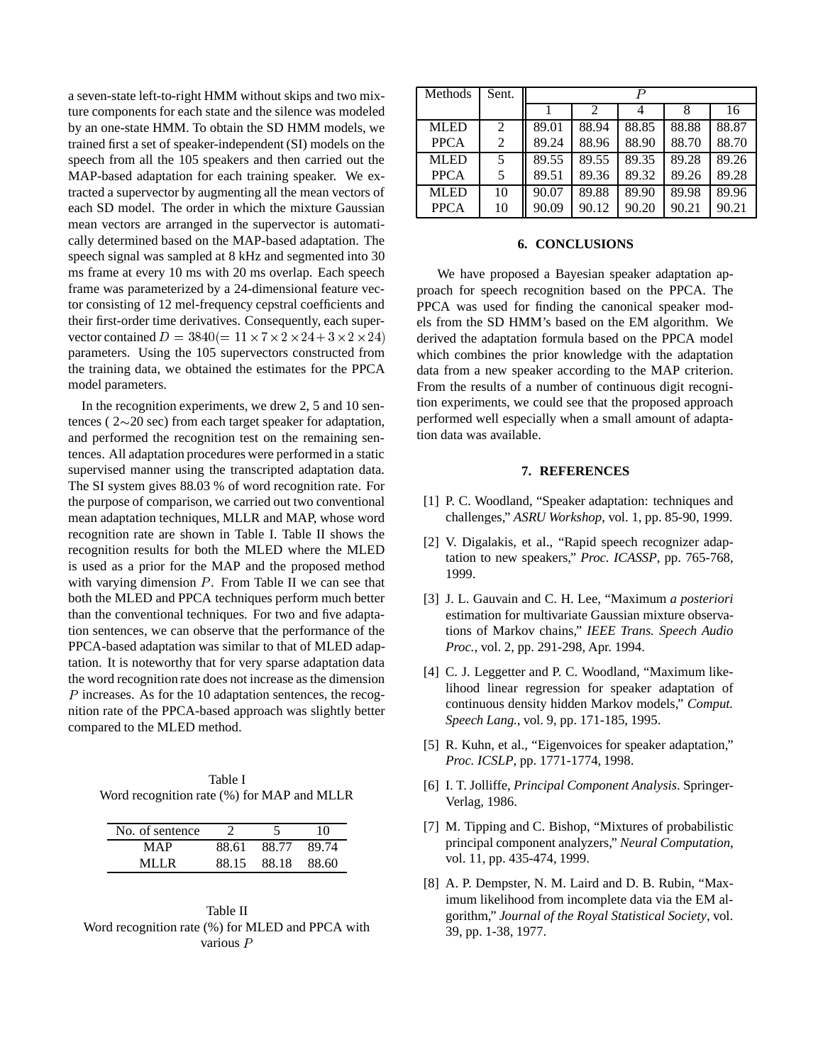a seven-state left-to-right HMM without skips and two mixture components for each state and the silence was modeled by an one-state HMM. To obtain the SD HMM models, we trained first a set of speaker-independent (SI) models on the speech from all the 105 speakers and then carried out the MAP-based adaptation for each training speaker. We extracted a supervector by augmenting all the mean vectors of each SD model. The order in which the mixture Gaussian mean vectors are arranged in the supervector is automatically determined based on the MAP-based adaptation. The speech signal was sampled at 8 kHz and segmented into 30 ms frame at every 10 ms with 20 ms overlap. Each speech frame was parameterized by a 24-dimensional feature vector consisting of 12 mel-frequency cepstral coefficients and their first-order time derivatives. Consequently, each supervector contained $D = 3840(= 11 \times 7 \times 2 \times 24 + 3 \times 2 \times 24)$ parameters. Using the 105 supervectors constructed from the training data, we obtained the estimates for the PPCA model parameters.

In the recognition experiments, we drew 2, 5 and 10 sentences ( 2$\sim$20 sec) from each target speaker for adaptation, and performed the recognition test on the remaining sentences. All adaptation procedures were performed in a static supervised manner using the transcripted adaptation data. The SI system gives 88.03 % of word recognition rate. For the purpose of comparison, we carried out two conventional mean adaptation techniques, MLLR and MAP, whose word recognition rate are shown in Table I. Table II shows the recognition results for both the MLED where the MLED is used as a prior for the MAP and the proposed method with varying dimension $P$. From Table II we can see that both the MLED and PPCA techniques perform much better than the conventional techniques. For two and five adaptation sentences, we can observe that the performance of the PPCA-based adaptation was similar to that of MLED adaptation. It is noteworthy that for very sparse adaptation data the word recognition rate does not increase as the dimension $P$ increases. As for the 10 adaptation sentences, the recognition rate of the PPCA-based approach was slightly better compared to the MLED method.

Table I
Word recognition rate (%) for MAP and MLLR

| No. of sentence | 2 | 5 | 10 |
|---|---|---|---|
| MAP | 88.61 | 88.77 | 89.74 |
| MLLR | 88.15 | 88.18 | 88.60 |

Table II
Word recognition rate (%) for MLED and PPCA with various $P$

| Methods | Sent. | $P$ | | | | |
|---|---|---|---|---|---|---|
| | | 1 | 2 | 4 | 8 | 16 |
| MLED | 2 | 89.01 | 88.94 | 88.85 | 88.88 | 88.87 |
| PPCA | 2 | 89.24 | 88.96 | 88.90 | 88.70 | 88.70 |
| MLED | 5 | 89.55 | 89.55 | 89.35 | 89.28 | 89.26 |
| PPCA | 5 | 89.51 | 89.36 | 89.32 | 89.26 | 89.28 |
| MLED | 10 | 90.07 | 89.88 | 89.90 | 89.98 | 89.96 |
| PPCA | 10 | 90.09 | 90.12 | 90.20 | 90.21 | 90.21 |

## 6. CONCLUSIONS

We have proposed a Bayesian speaker adaptation approach for speech recognition based on the PPCA. The PPCA was used for finding the canonical speaker models from the SD HMM's based on the EM algorithm. We derived the adaptation formula based on the PPCA model which combines the prior knowledge with the adaptation data from a new speaker according to the MAP criterion. From the results of a number of continuous digit recognition experiments, we could see that the proposed approach performed well especially when a small amount of adaptation data was available.

## 7. REFERENCES

[1] P. C. Woodland, "Speaker adaptation: techniques and challenges," *ASRU Workshop*, vol. 1, pp. 85-90, 1999.

[2] V. Digalakis, et al., "Rapid speech recognizer adaptation to new speakers," *Proc. ICASSP*, pp. 765-768, 1999.

[3] J. L. Gauvain and C. H. Lee, "Maximum *a posteriori* estimation for multivariate Gaussian mixture observations of Markov chains," *IEEE Trans. Speech Audio Proc.*, vol. 2, pp. 291-298, Apr. 1994.

[4] C. J. Leggetter and P. C. Woodland, "Maximum likelihood linear regression for speaker adaptation of continuous density hidden Markov models," *Comput. Speech Lang.*, vol. 9, pp. 171-185, 1995.

[5] R. Kuhn, et al., "Eigenvoices for speaker adaptation," *Proc. ICSLP*, pp. 1771-1774, 1998.

[6] I. T. Jolliffe, *Principal Component Analysis*. Springer-Verlag, 1986.

[7] M. Tipping and C. Bishop, "Mixtures of probabilistic principal component analyzers," *Neural Computation*, vol. 11, pp. 435-474, 1999.

[8] A. P. Dempster, N. M. Laird and D. B. Rubin, "Maximum likelihood from incomplete data via the EM algorithm," *Journal of the Royal Statistical Society*, vol. 39, pp. 1-38, 1977.